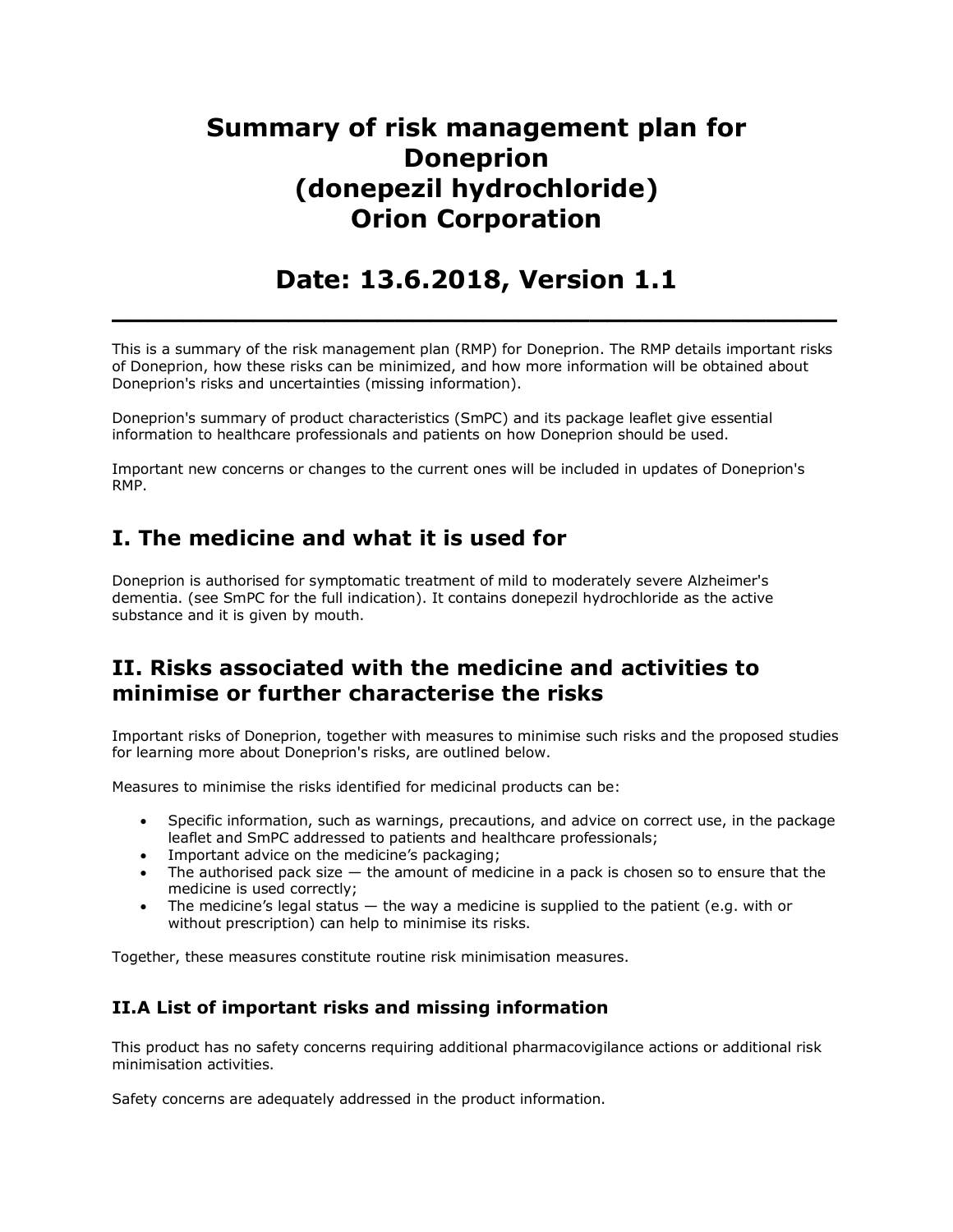# Summary of risk management plan for Doneprion (donepezil hydrochloride) Orion Corporation

# Date: 13.6.2018, Version 1.1

---

This is a summary of the risk management plan (RMP) for Doneprion. The RMP details important risks of Doneprion, how these risks can be minimized, and how more information will be obtained about Doneprion's risks and uncertainties (missing information).

Doneprion's summary of product characteristics (SmPC) and its package leaflet give essential information to healthcare professionals and patients on how Doneprion should be used.

Important new concerns or changes to the current ones will be included in updates of Doneprion's RMP.

## I. The medicine and what it is used for

Doneprion is authorised for symptomatic treatment of mild to moderately severe Alzheimer's dementia. (see SmPC for the full indication). It contains donepezil hydrochloride as the active substance and it is given by mouth.

## II. Risks associated with the medicine and activities to minimise or further characterise the risks

Important risks of Doneprion, together with measures to minimise such risks and the proposed studies for learning more about Doneprion's risks, are outlined below.

Measures to minimise the risks identified for medicinal products can be:

- Specific information, such as warnings, precautions, and advice on correct use, in the package leaflet and SmPC addressed to patients and healthcare professionals;
- Important advice on the medicine's packaging;
- The authorised pack size — the amount of medicine in a pack is chosen so to ensure that the medicine is used correctly;
- The medicine's legal status — the way a medicine is supplied to the patient (e.g. with or without prescription) can help to minimise its risks.

Together, these measures constitute routine risk minimisation measures.

### II.A List of important risks and missing information

This product has no safety concerns requiring additional pharmacovigilance actions or additional risk minimisation activities.

Safety concerns are adequately addressed in the product information.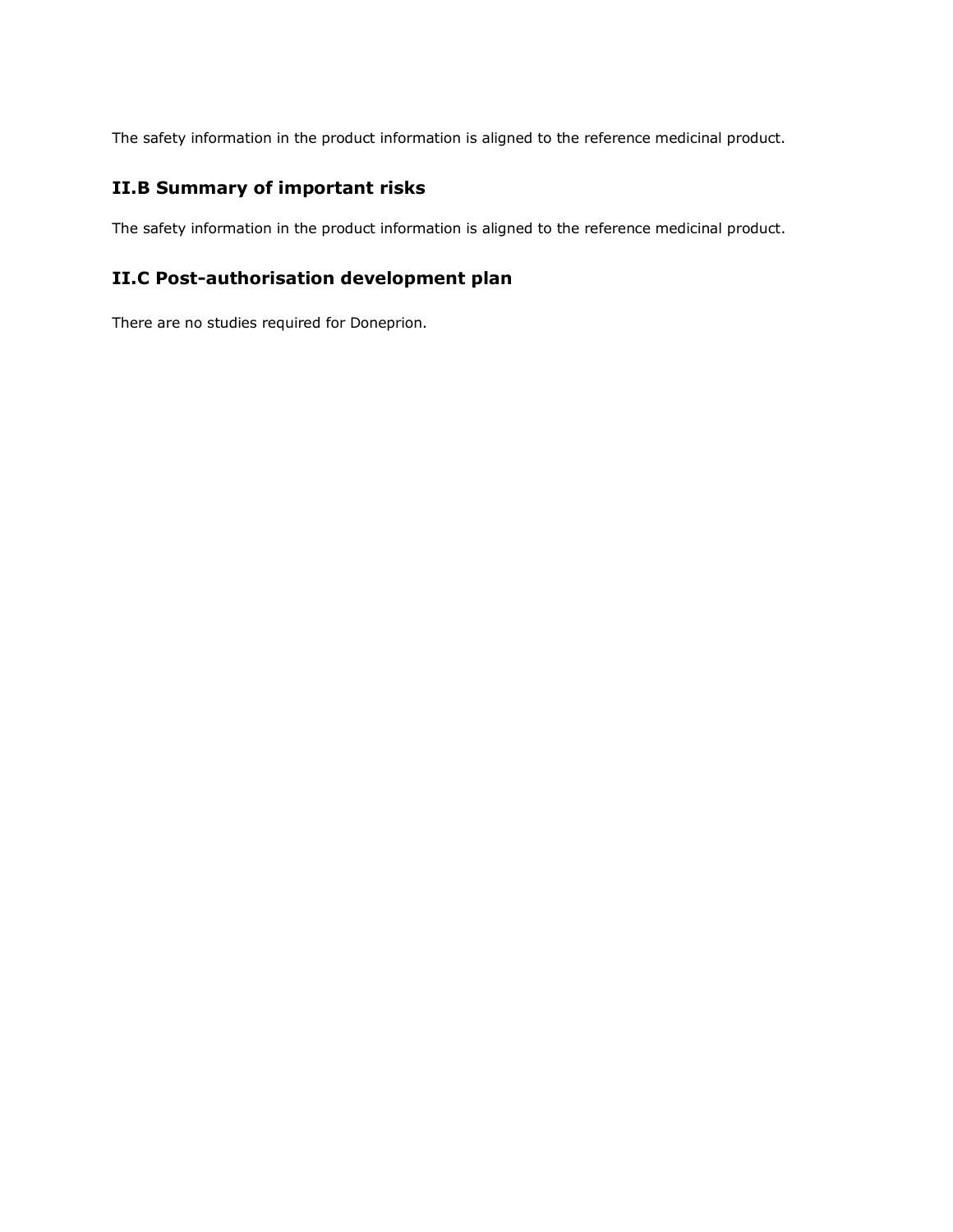The safety information in the product information is aligned to the reference medicinal product.

## II.B Summary of important risks

The safety information in the product information is aligned to the reference medicinal product.

## II.C Post-authorisation development plan

There are no studies required for Doneprion.